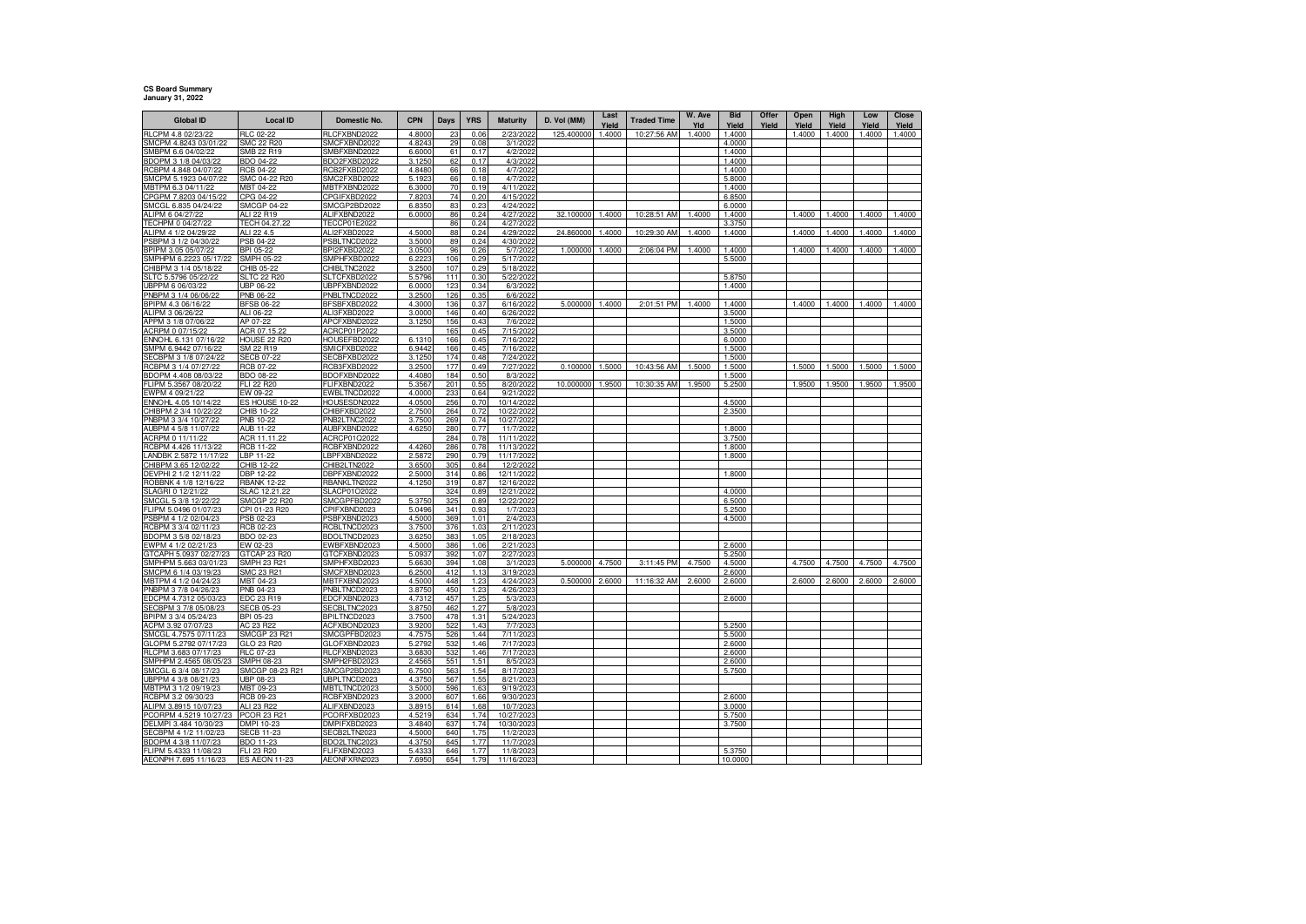**CS Board Summary**
**January 31, 2022**

| Global ID | Local ID | Domestic No. | CPN | Days | YRS | Maturity | D. Vol (MM) | Last Yield | Traded Time | W. Ave Yld | Bid Yield | Offer Yield | Open Yield | High Yield | Low Yield | Close Yield |
|---|---|---|---|---|---|---|---|---|---|---|---|---|---|---|---|---|
| RLCPM 4.8 02/23/22 | RLC 02-22 | RLCFXBND2022 | 4.8000 | 23 | 0.06 | 2/23/2022 | 125.400000 | 1.4000 | 10:27:56 AM | 1.4000 | 1.4000 | | 1.4000 | 1.4000 | 1.4000 | 1.4000 |
| SMCPM 4.8243 03/01/22 | SMC 22 R20 | SMCFXBND2022 | 4.8243 | 29 | 0.08 | 3/1/2022 | | | | | 4.0000 | | | | | |
| SMBPM 6.6 04/02/22 | SMB 22 R19 | SMBFXBND2022 | 6.6000 | 61 | 0.17 | 4/2/2022 | | | | | 1.4000 | | | | | |
| BDOPM 3 1/8 04/03/22 | BDO 04-22 | BDO2FXBD2022 | 3.1250 | 62 | 0.17 | 4/3/2022 | | | | | 1.4000 | | | | | |
| RCBPM 4.848 04/07/22 | RCB 04-22 | RCB2FXBD2022 | 4.8480 | 66 | 0.18 | 4/7/2022 | | | | | 1.4000 | | | | | |
| SMCPM 5.1923 04/07/22 | SMC 04-22 R20 | SMC2FXBD2022 | 5.1923 | 66 | 0.18 | 4/7/2022 | | | | | 5.8000 | | | | | |
| MBTPM 6.3 04/11/22 | MBT 04-22 | MBTFXBND2022 | 6.3000 | 70 | 0.19 | 4/11/2022 | | | | | 1.4000 | | | | | |
| CPGPM 7.8203 04/15/22 | CPG 04-22 | CPGIFXBD2022 | 7.8203 | 74 | 0.20 | 4/15/2022 | | | | | 6.8500 | | | | | |
| SMCGL 6.835 04/24/22 | SMCGP 04-22 | SMCGP2BD2022 | 6.8350 | 83 | 0.23 | 4/24/2022 | | | | | 6.0000 | | | | | |
| ALIPM 6 04/27/22 | ALI 22 R19 | ALIFXBND2022 | 6.0000 | 86 | 0.24 | 4/27/2022 | 32.100000 | 1.4000 | 10:28:51 AM | 1.4000 | 1.4000 | | 1.4000 | 1.4000 | 1.4000 | 1.4000 |
| TECHPM 0 04/27/22 | TECH 04.27.22 | TECCP01E2022 | | 86 | 0.24 | 4/27/2022 | | | | | 3.3750 | | | | | |
| ALIPM 4 1/2 04/29/22 | ALI 22 4.5 | ALI2FXBD2022 | 4.5000 | 88 | 0.24 | 4/29/2022 | 24.860000 | 1.4000 | 10:29:30 AM | 1.4000 | 1.4000 | | 1.4000 | 1.4000 | 1.4000 | 1.4000 |
| PSBPM 3 1/2 04/30/22 | PSB 04-22 | PSBLTNCD2022 | 3.5000 | 89 | 0.24 | 4/30/2022 | | | | | | | | | | |
| BPIPM 3.05 05/07/22 | BPI 05-22 | BPI2FXBD2022 | 3.0500 | 96 | 0.26 | 5/7/2022 | 1.000000 | 1.4000 | 2:06:04 PM | 1.4000 | 1.4000 | | 1.4000 | 1.4000 | 1.4000 | 1.4000 |
| SMPHPM 6.2223 05/17/22 | SMPH 05-22 | SMPHFXBD2022 | 6.2223 | 106 | 0.29 | 5/17/2022 | | | | | 5.5000 | | | | | |
| CHIBPM 3 1/4 05/18/22 | CHIB 05-22 | CHIBLTNC2022 | 3.2500 | 107 | 0.29 | 5/18/2022 | | | | | | | | | | |
| SLTC 5.5796 05/22/22 | SLTC 22 R20 | SLTCFXBD2022 | 5.5796 | 111 | 0.30 | 5/22/2022 | | | | | 5.8750 | | | | | |
| UBPPM 6 06/03/22 | UBP 06-22 | UBPFXBND2022 | 6.0000 | 123 | 0.34 | 6/3/2022 | | | | | 1.4000 | | | | | |
| PNBPM 3 1/4 06/06/22 | PNB 06-22 | PNBLTNCD2022 | 3.2500 | 126 | 0.35 | 6/6/2022 | | | | | | | | | | |
| BPIPM 4.3 06/16/22 | BFSB 06-22 | BFSBFXBD2022 | 4.3000 | 136 | 0.37 | 6/16/2022 | 5.000000 | 1.4000 | 2:01:51 PM | 1.4000 | 1.4000 | | 1.4000 | 1.4000 | 1.4000 | 1.4000 |
| ALIPM 3 06/26/22 | ALI 06-22 | ALI3FXBD2022 | 3.0000 | 146 | 0.40 | 6/26/2022 | | | | | 3.5000 | | | | | |
| APPM 3 1/8 07/06/22 | AP 07-22 | APCFXBND2022 | 3.1250 | 156 | 0.43 | 7/6/2022 | | | | | 1.5000 | | | | | |
| ACRPM 0 07/15/22 | ACR 07.15.22 | ACRCP01P2022 | | 165 | 0.45 | 7/15/2022 | | | | | 3.5000 | | | | | |
| ENNOHL 6.131 07/16/22 | HOUSE 22 R20 | HOUSEFBD2022 | 6.1310 | 166 | 0.45 | 7/16/2022 | | | | | 6.0000 | | | | | |
| SMPM 6.9442 07/16/22 | SM 22 R19 | SMICFXBD2022 | 6.9442 | 166 | 0.45 | 7/16/2022 | | | | | 1.5000 | | | | | |
| SECBPM 3 1/8 07/24/22 | SECB 07-22 | SECBFXBD2022 | 3.1250 | 174 | 0.48 | 7/24/2022 | | | | | 1.5000 | | | | | |
| RCBPM 3 1/4 07/27/22 | RCB 07-22 | RCB3FXBD2022 | 3.2500 | 177 | 0.49 | 7/27/2022 | 0.100000 | 1.5000 | 10:43:56 AM | 1.5000 | 1.5000 | | 1.5000 | 1.5000 | 1.5000 | 1.5000 |
| BDOPM 4.408 08/03/22 | BDO 08-22 | BDOFXBND2022 | 4.4080 | 184 | 0.50 | 8/3/2022 | | | | | 1.5000 | | | | | |
| FLIPM 5.3567 08/20/22 | FLI 22 R20 | FLIFXBND2022 | 5.3567 | 201 | 0.55 | 8/20/2022 | 10.000000 | 1.9500 | 10:30:35 AM | 1.9500 | 5.2500 | | 1.9500 | 1.9500 | 1.9500 | 1.9500 |
| EWPM 4 09/21/22 | EW 09-22 | EWBLTNCD2022 | 4.0000 | 233 | 0.64 | 9/21/2022 | | | | | | | | | | |
| ENNOHL 4.05 10/14/22 | ES HOUSE 10-22 | HOUSESDN2022 | 4.0500 | 256 | 0.70 | 10/14/2022 | | | | | 4.5000 | | | | | |
| CHIBPM 2 3/4 10/22/22 | CHIB 10-22 | CHIBFXBD2022 | 2.7500 | 264 | 0.72 | 10/22/2022 | | | | | 2.3500 | | | | | |
| PNBPM 3 3/4 10/27/22 | PNB 10-22 | PNB2LTNC2022 | 3.7500 | 269 | 0.74 | 10/27/2022 | | | | | | | | | | |
| AUBPM 4 5/8 11/07/22 | AUB 11-22 | AUBFXBND2022 | 4.6250 | 280 | 0.77 | 11/7/2022 | | | | | 1.8000 | | | | | |
| ACRPM 0 11/11/22 | ACR 11.11.22 | ACRCP01Q2022 | | 284 | 0.78 | 11/11/2022 | | | | | 3.7500 | | | | | |
| RCBPM 4.426 11/13/22 | RCB 11-22 | RCBFXBND2022 | 4.4260 | 286 | 0.78 | 11/13/2022 | | | | | 1.8000 | | | | | |
| LANDBK 2.5872 11/17/22 | LBP 11-22 | LBPFXBND2022 | 2.5872 | 290 | 0.79 | 11/17/2022 | | | | | 1.8000 | | | | | |
| CHIBPM 3.65 12/02/22 | CHIB 12-22 | CHIB2LTN2022 | 3.6500 | 305 | 0.84 | 12/2/2022 | | | | | | | | | | |
| DEVPHI 2 1/2 12/11/22 | DBP 12-22 | DBPFXBND2022 | 2.5000 | 314 | 0.86 | 12/11/2022 | | | | | 1.8000 | | | | | |
| ROBBNK 4 1/8 12/16/22 | RBANK 12-22 | RBANKLTN2022 | 4.1250 | 319 | 0.87 | 12/16/2022 | | | | | | | | | | |
| SLAGRI 0 12/21/22 | SLAC 12.21.22 | SLACP01O2022 | | 324 | 0.89 | 12/21/2022 | | | | | 4.0000 | | | | | |
| SMCGL 5 3/8 12/22/22 | SMCGP 22 R20 | SMCGPFBD2022 | 5.3750 | 325 | 0.89 | 12/22/2022 | | | | | 6.5000 | | | | | |
| FLIPM 5.0496 01/07/23 | CPI 01-23 R20 | CPIFXBND2023 | 5.0496 | 341 | 0.93 | 1/7/2023 | | | | | 5.2500 | | | | | |
| PSBPM 4 1/2 02/04/23 | PSB 02-23 | PSBFXBND2023 | 4.5000 | 369 | 1.01 | 2/4/2023 | | | | | 4.5000 | | | | | |
| RCBPM 3 3/4 02/11/23 | RCB 02-23 | RCBLTNCD2023 | 3.7500 | 376 | 1.03 | 2/11/2023 | | | | | | | | | | |
| BDOPM 3 5/8 02/18/23 | BDO 02-23 | BDOLTNCD2023 | 3.6250 | 383 | 1.05 | 2/18/2023 | | | | | | | | | | |
| EWPM 4 1/2 02/21/23 | EW 02-23 | EWBFXBND2023 | 4.5000 | 386 | 1.06 | 2/21/2023 | | | | | 2.6000 | | | | | |
| GTCAPH 5.0937 02/27/23 | GTCAP 23 R20 | GTCFXBND2023 | 5.0937 | 392 | 1.07 | 2/27/2023 | | | | | 5.2500 | | | | | |
| SMPHPM 5.663 03/01/23 | SMPH 23 R21 | SMPHFXBD2023 | 5.6630 | 394 | 1.08 | 3/1/2023 | 5.000000 | 4.7500 | 3:11:45 PM | 4.7500 | 4.5000 | | 4.7500 | 4.7500 | 4.7500 | 4.7500 |
| SMCPM 6 1/4 03/19/23 | SMC 23 R21 | SMCFXBND2023 | 6.2500 | 412 | 1.13 | 3/19/2023 | | | | | 2.6000 | | | | | |
| MBTPM 4 1/2 04/24/23 | MBT 04-23 | MBTFXBND2023 | 4.5000 | 448 | 1.23 | 4/24/2023 | 0.500000 | 2.6000 | 11:16:32 AM | 2.6000 | 2.6000 | | 2.6000 | 2.6000 | 2.6000 | 2.6000 |
| PNBPM 3 7/8 04/26/23 | PNB 04-23 | PNBLTNCD2023 | 3.8750 | 450 | 1.23 | 4/26/2023 | | | | | | | | | | |
| EDCPM 4.7312 05/03/23 | EDC 23 R19 | EDCFXBND2023 | 4.7312 | 457 | 1.25 | 5/3/2023 | | | | | 2.6000 | | | | | |
| SECBPM 3 7/8 05/08/23 | SECB 05-23 | SECBLTNC2023 | 3.8750 | 462 | 1.27 | 5/8/2023 | | | | | | | | | | |
| BPIPM 3 3/4 05/24/23 | BPI 05-23 | BPILTNCD2023 | 3.7500 | 478 | 1.31 | 5/24/2023 | | | | | | | | | | |
| ACPM 3.92 07/07/23 | AC 23 R22 | ACFXBOND2023 | 3.9200 | 522 | 1.43 | 7/7/2023 | | | | | 5.2500 | | | | | |
| SMCGL 4.7575 07/11/23 | SMCGP 23 R21 | SMCGPFBD2023 | 4.7575 | 526 | 1.44 | 7/11/2023 | | | | | 5.5000 | | | | | |
| GLOPM 5.2792 07/17/23 | GLO 23 R20 | GLOFXBND2023 | 5.2792 | 532 | 1.46 | 7/17/2023 | | | | | 2.6000 | | | | | |
| RLCPM 3.683 07/17/23 | RLC 07-23 | RLCFXBND2023 | 3.6830 | 532 | 1.46 | 7/17/2023 | | | | | 2.6000 | | | | | |
| SMPHPM 2.4565 08/05/23 | SMPH 08-23 | SMPH2FBD2023 | 2.4565 | 551 | 1.51 | 8/5/2023 | | | | | 2.6000 | | | | | |
| SMCGL 6 3/4 08/17/23 | SMCGP 08-23 R21 | SMCGP2BD2023 | 6.7500 | 563 | 1.54 | 8/17/2023 | | | | | 5.7500 | | | | | |
| UBPPM 4 3/8 08/21/23 | UBP 08-23 | UBPLTNCD2023 | 4.3750 | 567 | 1.55 | 8/21/2023 | | | | | | | | | | |
| MBTPM 3 1/2 09/19/23 | MBT 09-23 | MBTLTNCD2023 | 3.5000 | 596 | 1.63 | 9/19/2023 | | | | | | | | | | |
| RCBPM 3.2 09/30/23 | RCB 09-23 | RCBFXBND2023 | 3.2000 | 607 | 1.66 | 9/30/2023 | | | | | 2.6000 | | | | | |
| ALIPM 3.8915 10/07/23 | ALI 23 R22 | ALIFXBND2023 | 3.8915 | 614 | 1.68 | 10/7/2023 | | | | | 3.0000 | | | | | |
| PCORPM 4.5219 10/27/23 | PCOR 23 R21 | PCORFXBD2023 | 4.5219 | 634 | 1.74 | 10/27/2023 | | | | | 5.7500 | | | | | |
| DELMPI 3.484 10/30/23 | DMPI 10-23 | DMPIFXBD2023 | 3.4840 | 637 | 1.74 | 10/30/2023 | | | | | 3.7500 | | | | | |
| SECBPM 4 1/2 11/02/23 | SECB 11-23 | SECB2LTN2023 | 4.5000 | 640 | 1.75 | 11/2/2023 | | | | | | | | | | |
| BDOPM 4 3/8 11/07/23 | BDO 11-23 | BDO2LTNC2023 | 4.3750 | 645 | 1.77 | 11/7/2023 | | | | | | | | | | |
| FLIPM 5.4333 11/08/23 | FLI 23 R20 | FLIFXBND2023 | 5.4333 | 646 | 1.77 | 11/8/2023 | | | | | 5.3750 | | | | | |
| AEONPH 7.695 11/16/23 | ES AEON 11-23 | AEONFXRN2023 | 7.6950 | 654 | 1.79 | 11/16/2023 | | | | | 10.0000 | | | | | |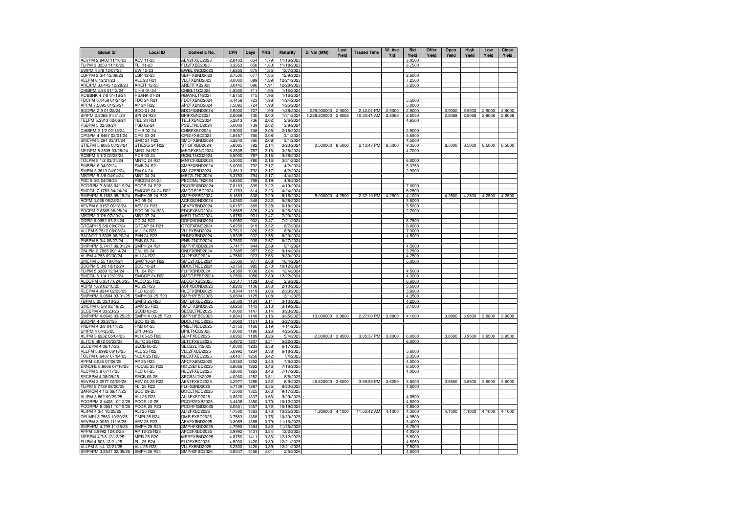| Global ID | Local ID | Domestic No. | CPN | Days | YRS | Maturity | D. Vol (MM) | Last Yield | Traded Time | W. Ave Yld | Bid Yield | Offer Yield | Open Yield | High Yield | Low Yield | Close Yield |
|---|---|---|---|---|---|---|---|---|---|---|---|---|---|---|---|---|
| AEVPM 2.8403 11/16/23 | AEV 11-23 | AEV2FXBD2023 | 2.8403 | 654 | 1.79 | 11/16/2023 | | | | | 3.0500 | | | | | |
| FLIPM 3.3353 11/18/23 | FLI 11-23 | FLI2FXBD2023 | 3.3353 | 656 | 1.80 | 11/18/2023 | | | | | 3.7500 | | | | | |
| EWPM 4 5/8 12/07/23 | EW 12-23 | EWBLTNCD2023 | 4.6250 | 675 | 1.85 | 12/7/2023 | | | | | | | | | | |
| UBPPM 2 3/4 12/09/23 | UBP 12-23 | UBPFXBND2023 | 2.7500 | 677 | 1.85 | 12/9/2023 | | | | | 2.6000 | | | | | |
| VLLPM 8 12/21/23 | VLL 23 R21 | VLLFXBND2023 | 8.0000 | 689 | 1.89 | 12/21/2023 | | | | | 7.2500 | | | | | |
| AREIPM 3.0445 12/28/23 | AREIT 12-23 | AREITFXB2023 | 3.0445 | 696 | 1.91 | 12/28/2023 | | | | | 3.2500 | | | | | |
| CHIBPM 4.55 01/12/24 | CHIB 01-24 | CHIBLTNC2024 | 4.5500 | 711 | 1.95 | 1/12/2024 | | | | | | | | | | |
| ROBBNK 4 7/8 01/16/24 | RBANK 01-24 | RBANKLTN2024 | 4.8750 | 715 | 1.96 | 1/16/2024 | | | | | | | | | | |
| FDCPM 6.1458 01/24/24 | FDC 24 R21 | FDCFXBND2024 | 6.1458 | 723 | 1.98 | 1/24/2024 | | | | | 5.5000 | | | | | |
| APPM 7.5095 01/25/24 | AP 24 R22 | APCFXBND2024 | 7.5095 | 724 | 1.98 | 1/25/2024 | | | | | 5.0000 | | | | | |
| BDOPM 2.9 01/28/24 | BDO 01-24 | BDOFXBND2024 | 2.9000 | 727 | 1.99 | 1/28/2024 | 229.000000 | 2.9000 | 2:42:01 PM | 2.9000 | 2.9000 | | 2.9000 | 2.9000 | 2.9000 | 2.9000 |
| BPIPM 2.8068 01/31/24 | BPI 24 R23 | BPIFXBND2024 | 2.8068 | 730 | 2.00 | 1/31/2024 | 1,228.200000 | 2.8068 | 10:30:41 AM | 2.8068 | 2.8050 | | 2.8068 | 2.8068 | 2.8068 | 2.8068 |
| TELPM 5.2813 02/06/24 | TEL 24 R21 | TELFXBND2024 | 5.2813 | 736 | 2.02 | 2/6/2024 | | | | | 4.6500 | | | | | |
| PSBPM 5 02/09/24 | PSB 02-24 | PSBLTNCD2024 | 5.0000 | 739 | 2.02 | 2/9/2024 | | | | | | | | | | |
| CHIBPM 2 1/2 02/18/24 | CHIB 02-24 | CHIBFXBD2024 | 2.5000 | 748 | 2.05 | 2/18/2024 | | | | | 2.5000 | | | | | |
| CPGPM 4.8467 03/01/24 | CPG 03-24 | CPGIFXBD2024 | 4.8467 | 760 | 2.08 | 3/1/2024 | | | | | 5.6500 | | | | | |
| SMCPM 5.284 03/01/24 | SMC 24 R22 | SMCFXBND2024 | 5.2840 | 760 | 2.08 | 3/1/2024 | | | | | 4.5000 | | | | | |
| STIEPM 5.8085 03/23/24 | STIESG 24 R22 | STIGFXBD2024 | 5.8085 | 782 | 2.14 | 3/23/2024 | 0.500000 | 8.5000 | 2:13:47 PM | 8.5000 | 9.3500 | | 8.5000 | 8.5000 | 8.5000 | 8.5000 |
| MEGPM 5.3535 03/28/24 | MEG 24 R22 | MEGFXBND2024 | 5.3535 | 787 | 2.16 | 3/28/2024 | | | | | 4.7000 | | | | | |
| RCBPM 5 1/2 03/28/24 | RCB 03-24 | RCBLTNCD2024 | 5.5000 | 787 | 2.16 | 3/28/2024 | | | | | | | | | | |
| TOLPM 5 1/2 03/31/24 | MNTC 24 R21 | MNTCFXBD2024 | 5.5000 | 790 | 2.16 | 3/31/2024 | | | | | 6.0000 | | | | | |
| SMBPM 6 04/02/24 | SMB 24 R21 | SMBFXBND2024 | 6.0000 | 792 | 2.17 | 4/2/2024 | | | | | 5.3750 | | | | | |
| SMPM 3.3613 04/02/24 | SM 04-24 | SMIC2FBD2024 | 3.3613 | 792 | 2.17 | 4/2/2024 | | | | | 2.9000 | | | | | |
| MBTPM 5 3/8 04/04/24 | MBT 04-24 | MBT2LTNC2024 | 5.3750 | 794 | 2.17 | 4/4/2024 | | | | | | | | | | |
| PBC 5 5/8 04/08/24 | PBCOM 04-24 | PBCOMLTN2024 | 5.6250 | 798 | 2.19 | 4/8/2024 | | | | | | | | | | |
| PCORPM 7.8183 04/19/24 | PCOR 24 R22 | PCORFXBD2024 | 7.8183 | 809 | 2.22 | 4/19/2024 | | | | | 7.0000 | | | | | |
| SMCGL 7.1783 04/24/24 | SMCGP 04-24 R22 | SMCGP2BD2024 | 7.1783 | 814 | 2.23 | 4/24/2024 | | | | | 6.2500 | | | | | |
| SMPHPM 5.1683 05/18/24 | SMPH 05-24 R22 | SMPH2FBD2024 | 5.1683 | 838 | 2.29 | 5/18/2024 | 5.000000 | 4.2500 | 2:37:10 PM | 4.2500 | 4.1000 | | 4.2500 | 4.2500 | 4.2500 | 4.2500 |
| ACPM 3.026 05/28/24 | AC 05-24 | ACFXBOND2024 | 3.0260 | 848 | 2.32 | 5/28/2024 | | | | | 3.6000 | | | | | |
| AEVPM 6.0157 06/18/24 | AEV 24 R23 | AEVFXBND2024 | 6.0157 | 869 | 2.38 | 6/18/2024 | | | | | 5.5000 | | | | | |
| EDCPM 2.8565 06/25/24 | EDC 06-24 R23 | EDCFXBND2024 | 2.8565 | 876 | 2.40 | 6/25/2024 | | | | | 2.7000 | | | | | |
| MBTPM 3 7/8 07/20/24 | MBT 07-24 | MBTLTNCD2024 | 3.8750 | 901 | 2.47 | 7/20/2024 | | | | | | | | | | |
| DDPM 6.0952 07/21/24 | DD 24 R22 | DDFXBOND2024 | 6.0952 | 902 | 2.47 | 7/21/2024 | | | | | 6.7500 | | | | | |
| GTCAPH 5 5/8 08/07/24 | GTCAP 24 R21 | GTCFXBND2024 | 5.6250 | 919 | 2.52 | 8/7/2024 | | | | | 6.0000 | | | | | |
| VLLPM 5.7512 08/08/24 | VLL 24 R23 | VLLFXBND2024 | 5.7512 | 920 | 2.52 | 8/8/2024 | | | | | 7.3000 | | | | | |
| BACNOT 3.5335 08/20/24 | PHN 24 R23 | PHNFXBND2024 | 3.5335 | 932 | 2.55 | 8/20/2024 | | | | | 4.5000 | | | | | |
| PNBPM 5 3/4 08/27/24 | PNB 08-24 | PNBLTNCD2024 | 5.7500 | 939 | 2.57 | 8/27/2024 | | | | | | | | | | |
| SMPHPM 5.7417 09/01/24 | SMPH 24 R21 | SMPHFXBD2024 | 5.7417 | 944 | 2.59 | 9/1/2024 | | | | | 4.5000 | | | | | |
| DNLPM 2.7885 09/14/24 | DNL 09-24 | DNLFXBND2024 | 2.7885 | 957 | 2.62 | 9/14/2024 | | | | | 3.2500 | | | | | |
| ALIPM 4.758 09/30/24 | ALI 24 R22 | ALI2FXBD2024 | 4.7580 | 973 | 2.66 | 9/30/2024 | | | | | 4.2500 | | | | | |
| SMCPM 5.55 10/04/24 | SMC 10-24 R22 | SMC2FXBD2024 | 5.5500 | 977 | 2.68 | 10/4/2024 | | | | | 5.0000 | | | | | |
| BDOPM 5 3/8 10/12/24 | BDO 10-24 | BDOLTNCD2024 | 5.3750 | 985 | 2.70 | 10/12/2024 | | | | | | | | | | |
| FLIPM 5.6389 12/04/24 | FLI 24 R21 | FLIFXBND2024 | 5.6389 | 1038 | 2.84 | 12/4/2024 | | | | | 4.5000 | | | | | |
| SMCGL 6 1/4 12/22/24 | SMCGP 24 R22 | SMCGPFBD2024 | 6.2500 | 1056 | 2.89 | 12/22/2024 | | | | | 4.3000 | | | | | |
| ALCOPM 6.3517 02/06/25 | ALCO 25 R23 | ALCOFXBD2025 | 6.3517 | 1102 | 3.02 | 2/6/2025 | | | | | 6.6000 | | | | | |
| ACPM 4.82 02/10/25 | AC 25 R23 | ACFXBOND2025 | 4.8200 | 1106 | 3.03 | 2/10/2025 | | | | | 5.5000 | | | | | |
| RLCPM 4.9344 02/23/25 | RLC 02-25 | RLCFXBND2025 | 4.9344 | 1119 | 3.06 | 2/23/2025 | | | | | 5.0000 | | | | | |
| SMPHPM 6.0804 03/01/25 | SMPH 03-25 R23 | SMPH2FBD2025 | 6.0804 | 1125 | 3.08 | 3/1/2025 | | | | | 4.3500 | | | | | |
| FBPM 5.05 03/10/25 | SMFB 25 R23 | SMFBFXBD2025 | 5.0500 | 1134 | 3.11 | 3/10/2025 | | | | | 4.2000 | | | | | |
| SMCPM 6 5/8 03/19/25 | SMC 25 R23 | SMCFXBND2025 | 6.6250 | 1143 | 3.13 | 3/19/2025 | | | | | 3.1000 | | | | | |
| SECBPM 4 03/23/25 | SECB 03-25 | SECBLTNC2025 | 4.0000 | 1147 | 3.14 | 3/23/2025 | | | | | | | | | | |
| SMPHPM 4.8643 03/25/25 | SMPH K 03-25 R23 | SMPH3FBD2025 | 4.8643 | 1149 | 3.15 | 3/25/2025 | 10.000000 | 3.9800 | 2:27:00 PM | 3.9800 | 4.1000 | | 3.9800 | 3.9800 | 3.9800 | 3.9800 |
| BDOPM 4 03/27/25 | BDO 03-25 | BDOLTNCD2025 | 4.0000 | 1151 | 3.15 | 3/27/2025 | | | | | | | | | | |
| PNBPM 4 3/8 04/11/25 | PNB 04-25 | PNBLTNCD2025 | 4.3750 | 1166 | 3.19 | 4/11/2025 | | | | | | | | | | |
| BPIPM 4 04/25/25 | BPI 04-25 | BPILTNCD2025 | 4.0000 | 1180 | 3.23 | 4/25/2025 | | | | | | | | | | |
| ALIPM 3.6262 05/04/25 | ALI 05-25 R23 | ALI4FXBD2025 | 3.6262 | 1189 | 3.26 | 5/4/2025 | 2.000000 | 3.9500 | 3:35:37 PM | 3.8000 | 6.0000 | | 3.6500 | 3.9500 | 3.6500 | 3.9500 |
| SLTC 6.4872 05/22/25 | SLTC 25 R22 | SLTCFXBD2025 | 6.4872 | 1207 | 3.31 | 5/22/2025 | | | | | 6.0000 | | | | | |
| SECBPM 4 06/17/25 | SECB 06-25 | SECB2LTN2025 | 4.0000 | 1233 | 3.38 | 6/17/2025 | | | | | | | | | | |
| VLLPM 5.6992 06/18/25 | VLL 25 R22 | VLL2FXBD2025 | 5.6992 | 1234 | 3.38 | 6/18/2025 | | | | | 5.6000 | | | | | |
| TOLPM 6.6407 07/04/25 | NLEX 25 R23 | NLEXFXBD2025 | 6.6407 | 1250 | 3.42 | 7/4/2025 | | | | | 3.3500 | | | | | |
| APPM 3.935 07/06/25 | AP 25 R23 | APCFXBND2025 | 3.9350 | 1252 | 3.43 | 7/6/2025 | | | | | 4.0000 | | | | | |
| ENNOHL 6.8666 07/16/25 | HOUSE 25 R22 | HOUSEFBD2025 | 6.8666 | 1262 | 3.46 | 7/16/2025 | | | | | 6.5000 | | | | | |
| RLCPM 3.8 07/17/25 | RLC 07-25 | RLC2FXBD2025 | 3.8000 | 1263 | 3.46 | 7/17/2025 | | | | | 4.0000 | | | | | |
| SECBPM 4 08/05/25 | SECB 08-25 | SECB3LTN2025 | 4.0000 | 1282 | 3.51 | 8/5/2025 | | | | | | | | | | |
| AEVPM 3.2977 08/09/25 | AEV 08-25 R23 | AEV2FXBD2025 | 3.2977 | 1286 | 3.52 | 8/9/2025 | 46.820000 | 3.6000 | 3:59:55 PM | 3.6250 | 3.5000 | | 3.6500 | 3.6500 | 3.6000 | 3.6000 |
| FLIPM 5.7139 08/20/25 | FLI 25 R22 | FLIFXBND2025 | 5.7139 | 1297 | 3.55 | 8/20/2025 | | | | | 4.6000 | | | | | |
| BANKCM 4 1/2 09/17/25 | BOC 09-25 | BOCLTNCD2025 | 4.5000 | 1325 | 3.63 | 9/17/2025 | | | | | | | | | | |
| ALIPM 3.862 09/29/25 | ALI 25 R23 | ALI3FXBD2025 | 3.8620 | 1337 | 3.66 | 9/29/2025 | | | | | 4.0500 | | | | | |
| PCORPM 3.4408 10/12/25 | PCOR 10-25 | PCOR2FXB2025 | 3.4408 | 1350 | 3.70 | 10/12/2025 | | | | | 4.5000 | | | | | |
| PCORPM 8.0551 10/19/25 | PCOR 25 R23 | PCORFXBD2025 | 8.0551 | 1357 | 3.72 | 10/19/2025 | | | | | 4.8500 | | | | | |
| ALIPM 4 3/4 10/25/25 | ALI 25 R22 | ALI2FXBD2025 | 4.7500 | 1363 | 3.73 | 10/25/2025 | 1.200000 | 4.1000 | 11:53:42 AM | 4.1000 | 4.3000 | | 4.1000 | 4.1000 | 4.1000 | 4.1000 |
| DELMPI 3.7563 10/30/25 | DMPI 25 R24 | DMPIFXBD2025 | 3.7563 | 1368 | 3.75 | 10/30/2025 | | | | | 4.9500 | | | | | |
| AEVPM 3.3059 11/16/25 | AEV 25 R23 | AEVFXBND2025 | 3.3059 | 1385 | 3.79 | 11/16/2025 | | | | | 3.4000 | | | | | |
| SMPHPM 4.799 11/25/25 | SMPH 25 R23 | SMPHFXBD2025 | 4.7990 | 1394 | 3.82 | 11/25/2025 | | | | | 5.7500 | | | | | |
| APPM 3.9992 12/02/25 | AP 12-25 R23 | APC2FXBD2025 | 3.9992 | 1401 | 3.84 | 12/2/2025 | | | | | 4.0500 | | | | | |
| MERPM 4 7/8 12/12/25 | MER 25 R20 | MERFXBND2025 | 4.8750 | 1411 | 3.86 | 12/12/2025 | | | | | 5.5000 | | | | | |
| FLIPM 4.503 12/21/25 | FLI 25 R24 | FLI2FXBD2025 | 4.5030 | 1420 | 3.89 | 12/21/2025 | | | | | 4.5050 | | | | | |
| VLLPM 8 1/4 12/21/25 | VLL 25 R23 | VLLFXBND2025 | 8.2500 | 1420 | 3.89 | 12/21/2025 | | | | | 7.5000 | | | | | |
| SMPHPM 3.8547 02/05/26 | SMPH 26 R24 | SMPH2FBD2026 | 3.8547 | 1466 | 4.01 | 2/5/2026 | | | | | 4.6000 | | | | | |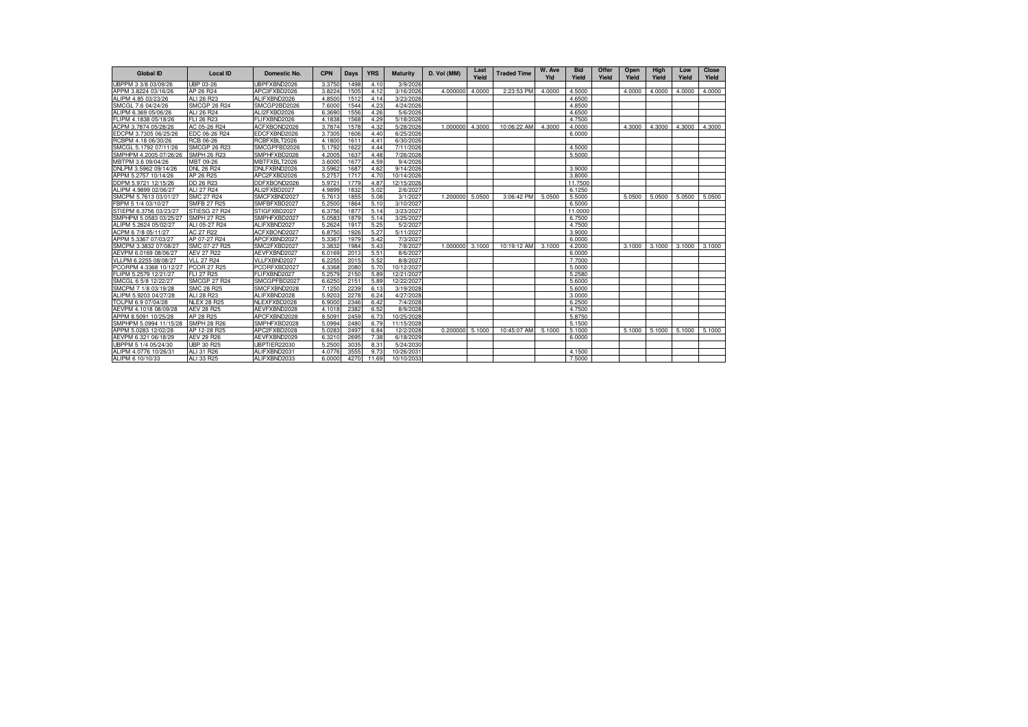| Global ID | Local ID | Domestic No. | CPN | Days | YRS | Maturity | D. Vol (MM) | Last Yield | Traded Time | W. Ave Yld | Bid Yield | Offer Yield | Open Yield | High Yield | Low Yield | Close Yield |
|---|---|---|---|---|---|---|---|---|---|---|---|---|---|---|---|---|
| UBPPM 3 3/8 03/09/26 | UBP 03-26 | UBPFXBND2026 | 3.3750 | 1498 | 4.10 | 3/9/2026 | | | | | | | | | | |
| APPM 3.8224 03/16/26 | AP 26 R24 | APC3FXBD2026 | 3.8224 | 1505 | 4.12 | 3/16/2026 | 4.000000 | 4.0000 | 2:23:53 PM | 4.0000 | 4.5000 | | 4.0000 | 4.0000 | 4.0000 | 4.0000 |
| ALIPM 4.85 03/23/26 | ALI 26 R23 | ALIFXBND2026 | 4.8500 | 1512 | 4.14 | 3/23/2026 | | | | | 4.6500 | | | | | |
| SMCGL 7.6 04/24/26 | SMCGP 26 R24 | SMCGP2BD2026 | 7.6000 | 1544 | 4.23 | 4/24/2026 | | | | | 4.8500 | | | | | |
| ALIPM 6.369 05/06/26 | ALI 26 R24 | ALI2FXBD2026 | 6.3690 | 1556 | 4.26 | 5/6/2026 | | | | | 4.6500 | | | | | |
| FLIPM 4.1838 05/18/26 | FLI 26 R23 | FLIFXBND2026 | 4.1838 | 1568 | 4.29 | 5/18/2026 | | | | | 4.7500 | | | | | |
| ACPM 3.7874 05/28/26 | AC 05-26 R24 | ACFXBOND2026 | 3.7874 | 1578 | 4.32 | 5/28/2026 | 1.000000 | 4.3000 | 10:06:22 AM | 4.3000 | 4.0000 | | 4.3000 | 4.3000 | 4.3000 | 4.3000 |
| EDCPM 3.7305 06/25/26 | EDC 06-26 R24 | EDCFXBND2026 | 3.7305 | 1606 | 4.40 | 6/25/2026 | | | | | 6.0000 | | | | | |
| RCBPM 4.18 06/30/26 | RCB 06-26 | RCBFXBLT2026 | 4.1800 | 1611 | 4.41 | 6/30/2026 | | | | | | | | | | |
| SMCGL 5.1792 07/11/26 | SMCGP 26 R23 | SMCGPFBD2026 | 5.1792 | 1622 | 4.44 | 7/11/2026 | | | | | 4.5000 | | | | | |
| SMPHPM 4.2005 07/26/26 | SMPH 26 R23 | SMPHFXBD2026 | 4.2005 | 1637 | 4.48 | 7/26/2026 | | | | | 5.5000 | | | | | |
| MBTPM 3.6 09/04/26 | MBT 09-26 | MBTFXBLT2026 | 3.6000 | 1677 | 4.59 | 9/4/2026 | | | | | | | | | | |
| DNLPM 3.5962 09/14/26 | DNL 26 R24 | DNLFXBND2026 | 3.5962 | 1687 | 4.62 | 9/14/2026 | | | | | 3.9000 | | | | | |
| APPM 5.2757 10/14/26 | AP 26 R25 | APC2FXBD2026 | 5.2757 | 1717 | 4.70 | 10/14/2026 | | | | | 3.8000 | | | | | |
| DDPM 5.9721 12/15/26 | DD 26 R23 | DDFXBOND2026 | 5.9721 | 1779 | 4.87 | 12/15/2026 | | | | | 11.7500 | | | | | |
| ALIPM 4.9899 02/06/27 | ALI 27 R24 | ALI2FXBD2027 | 4.9899 | 1832 | 5.02 | 2/6/2027 | | | | | 6.1250 | | | | | |
| SMCPM 5.7613 03/01/27 | SMC 27 R24 | SMCFXBND2027 | 5.7613 | 1855 | 5.08 | 3/1/2027 | 1.200000 | 5.0500 | 3:06:42 PM | 5.0500 | 5.5000 | | 5.0500 | 5.0500 | 5.0500 | 5.0500 |
| FBPM 5 1/4 03/10/27 | SMFB 27 R25 | SMFBFXBD2027 | 5.2500 | 1864 | 5.10 | 3/10/2027 | | | | | 6.5000 | | | | | |
| STIEPM 6.3756 03/23/27 | STIESG 27 R24 | STIGFXBD2027 | 6.3756 | 1877 | 5.14 | 3/23/2027 | | | | | 11.0000 | | | | | |
| SMPHPM 5.0583 03/25/27 | SMPH 27 R25 | SMPHFXBD2027 | 5.0583 | 1879 | 5.14 | 3/25/2027 | | | | | 6.7500 | | | | | |
| ALIPM 5.2624 05/02/27 | ALI 05-27 R24 | ALIFXBND2027 | 5.2624 | 1917 | 5.25 | 5/2/2027 | | | | | 4.7500 | | | | | |
| ACPM 6 7/8 05/11/27 | AC 27 R22 | ACFXBOND2027 | 6.8750 | 1926 | 5.27 | 5/11/2027 | | | | | 3.9000 | | | | | |
| APPM 5.3367 07/03/27 | AP 07-27 R24 | APCFXBND2027 | 5.3367 | 1979 | 5.42 | 7/3/2027 | | | | | 6.0000 | | | | | |
| SMCPM 3.3832 07/08/27 | SMC 07-27 R25 | SMC2FXBD2027 | 3.3832 | 1984 | 5.43 | 7/8/2027 | 1.000000 | 3.1000 | 10:19:12 AM | 3.1000 | 4.2000 | | 3.1000 | 3.1000 | 3.1000 | 3.1000 |
| AEVPM 6.0169 08/06/27 | AEV 27 R22 | AEVFXBND2027 | 6.0169 | 2013 | 5.51 | 8/6/2027 | | | | | 6.0000 | | | | | |
| VLLPM 6.2255 08/08/27 | VLL 27 R24 | VLLFXBND2027 | 6.2255 | 2015 | 5.52 | 8/8/2027 | | | | | 7.7000 | | | | | |
| PCORPM 4.3368 10/12/27 | PCOR 27 R25 | PCORFXBD2027 | 4.3368 | 2080 | 5.70 | 10/12/2027 | | | | | 5.0000 | | | | | |
| FLIPM 5.2579 12/21/27 | FLI 27 R25 | FLIFXBND2027 | 5.2579 | 2150 | 5.89 | 12/21/2027 | | | | | 5.2580 | | | | | |
| SMCGL 6 5/8 12/22/27 | SMCGP 27 R24 | SMCGPFBD2027 | 6.6250 | 2151 | 5.89 | 12/22/2027 | | | | | 5.6000 | | | | | |
| SMCPM 7 1/8 03/19/28 | SMC 28 R25 | SMCFXBND2028 | 7.1250 | 2239 | 6.13 | 3/19/2028 | | | | | 5.6000 | | | | | |
| ALIPM 5.9203 04/27/28 | ALI 28 R23 | ALIFXBND2028 | 5.9203 | 2278 | 6.24 | 4/27/2028 | | | | | 3.0000 | | | | | |
| TOLPM 6.9 07/04/28 | NLEX 28 R25 | NLEXFXBD2028 | 6.9000 | 2346 | 6.42 | 7/4/2028 | | | | | 6.2500 | | | | | |
| AEVPM 4.1018 08/09/28 | AEV 28 R25 | AEVFXBND2028 | 4.1018 | 2382 | 6.52 | 8/9/2028 | | | | | 4.7500 | | | | | |
| APPM 8.5091 10/25/28 | AP 28 R25 | APCFXBND2028 | 8.5091 | 2459 | 6.73 | 10/25/2028 | | | | | 5.8750 | | | | | |
| SMPHPM 5.0994 11/15/28 | SMPH 28 R26 | SMPHFXBD2028 | 5.0994 | 2480 | 6.79 | 11/15/2028 | | | | | 5.1500 | | | | | |
| APPM 5.0283 12/02/28 | AP 12-28 R25 | APC2FXBD2028 | 5.0283 | 2497 | 6.84 | 12/2/2028 | 0.200000 | 5.1000 | 10:45:07 AM | 5.1000 | 5.1000 | | 5.1000 | 5.1000 | 5.1000 | 5.1000 |
| AEVPM 6.321 06/18/29 | AEV 29 R26 | AEVFXBND2029 | 6.3210 | 2695 | 7.38 | 6/18/2029 | | | | | 6.0000 | | | | | |
| UBPPM 5 1/4 05/24/30 | UBP 30 R25 | UBPTIER22030 | 5.2500 | 3035 | 8.31 | 5/24/2030 | | | | | | | | | | |
| ALIPM 4.0776 10/26/31 | ALI 31 R26 | ALIFXBND2031 | 4.0776 | 3555 | 9.73 | 10/26/2031 | | | | | 4.1500 | | | | | |
| ALIPM 6 10/10/33 | ALI 33 R25 | ALIFXBND2033 | 6.0000 | 4270 | 11.69 | 10/10/2033 | | | | | 7.5000 | | | | | |